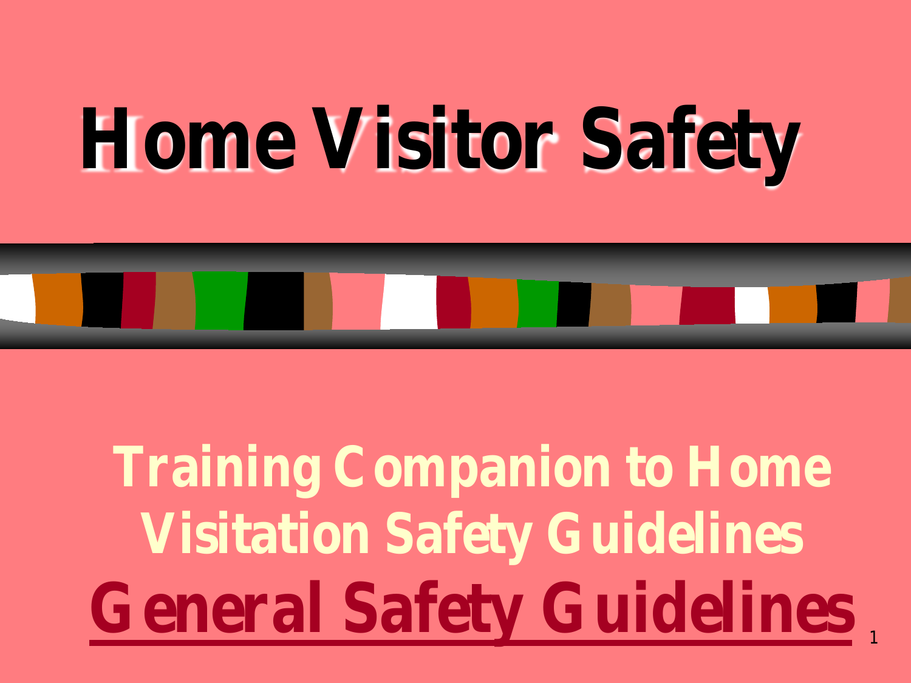# Home Visitor Safety

## Training Companion to Home Visitation Safety Guidelines

## General Safety Guidelines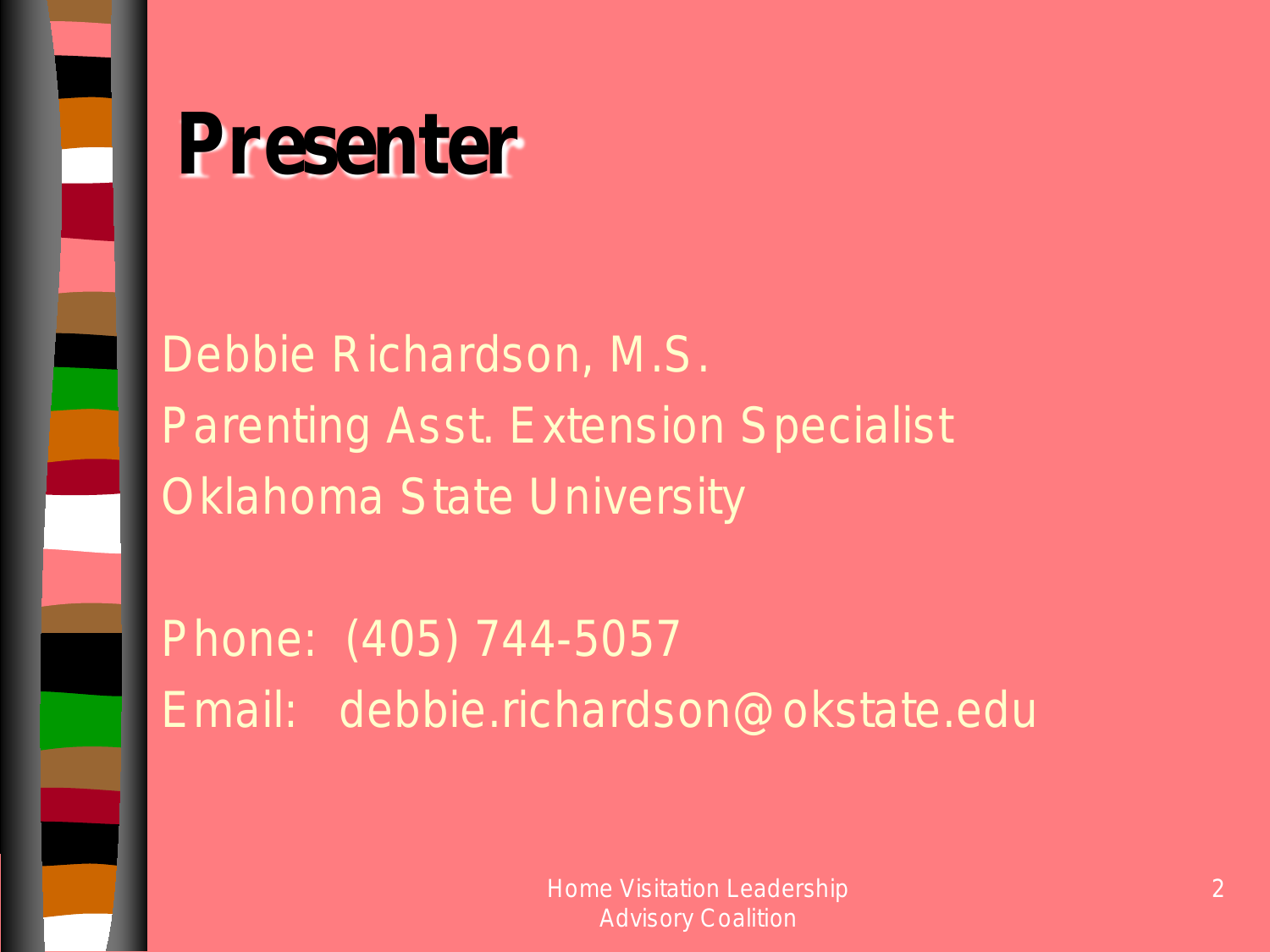# Presenter

Debbie Richardson, M.S.
Parenting Asst. Extension Specialist
Oklahoma State University

Phone: (405) 744-5057
Email: debbie.richardson@okstate.edu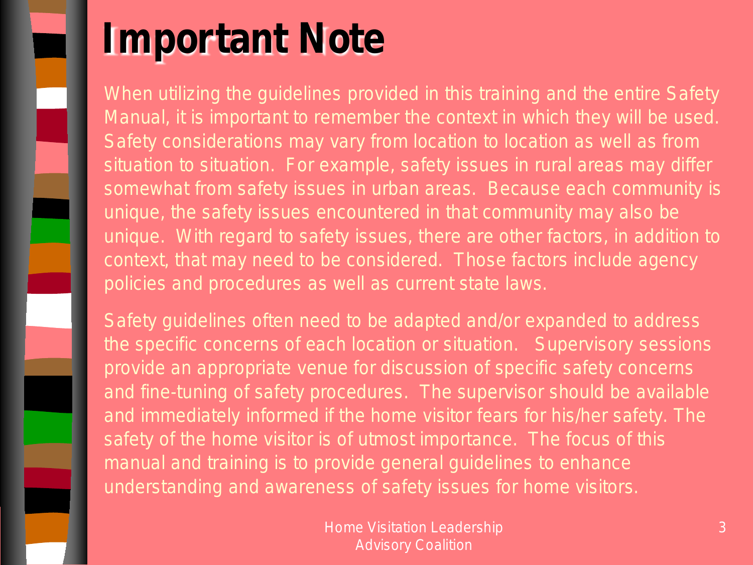# Important Note

When utilizing the guidelines provided in this training and the entire Safety Manual, it is important to remember the context in which they will be used. Safety considerations may vary from location to location as well as from situation to situation. For example, safety issues in rural areas may differ somewhat from safety issues in urban areas. Because each community is unique, the safety issues encountered in that community may also be unique. With regard to safety issues, there are other factors, in addition to context, that may need to be considered. Those factors include agency policies and procedures as well as current state laws.

Safety guidelines often need to be adapted and/or expanded to address the specific concerns of each location or situation. Supervisory sessions provide an appropriate venue for discussion of specific safety concerns and fine-tuning of safety procedures. The supervisor should be available and immediately informed if the home visitor fears for his/her safety. The safety of the home visitor is of utmost importance. The focus of this manual and training is to provide general guidelines to enhance understanding and awareness of safety issues for home visitors.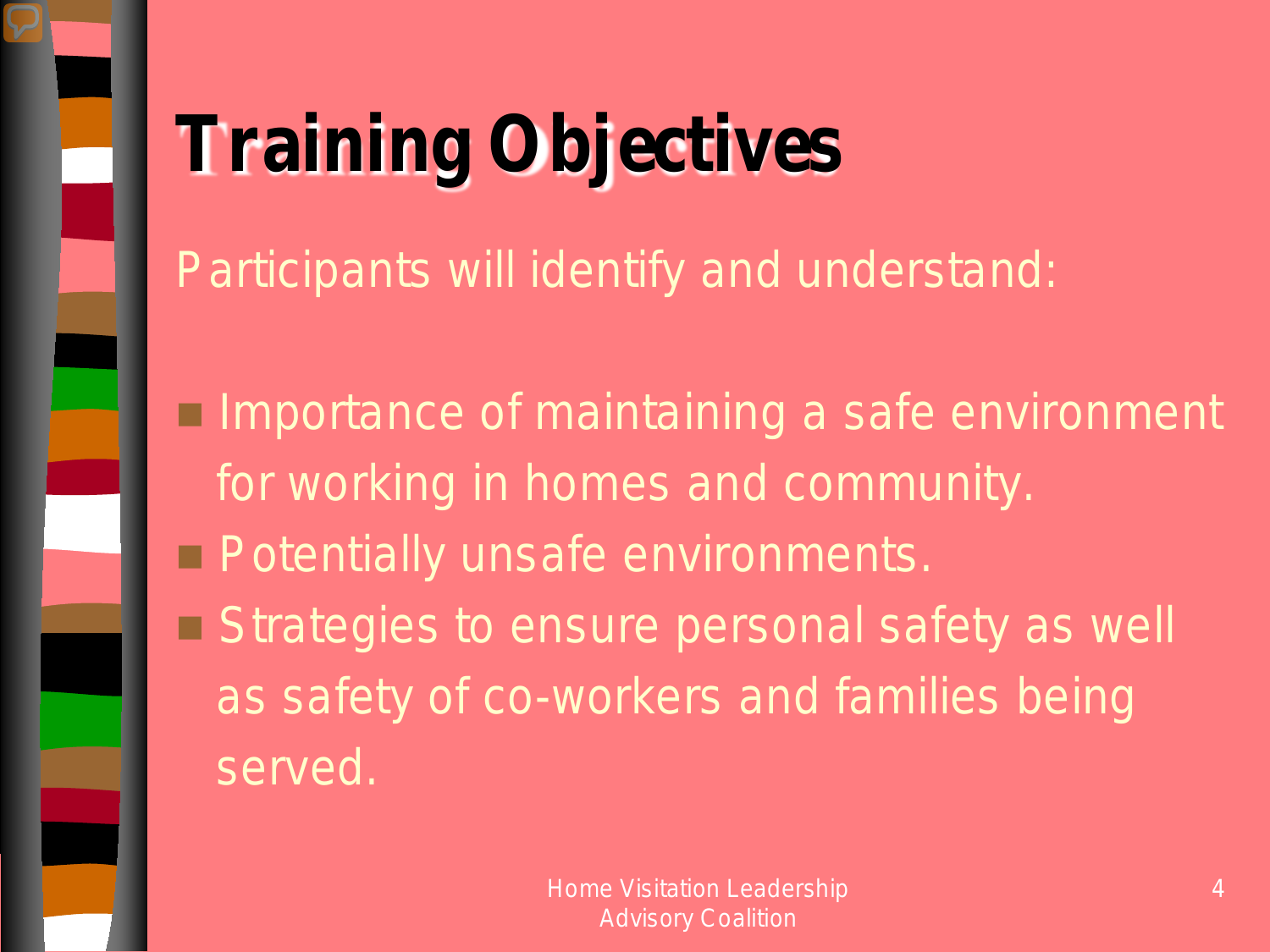# Training Objectives

Participants will identify and understand:

- Importance of maintaining a safe environment for working in homes and community.
- Potentially unsafe environments.
- Strategies to ensure personal safety as well as safety of co-workers and families being served.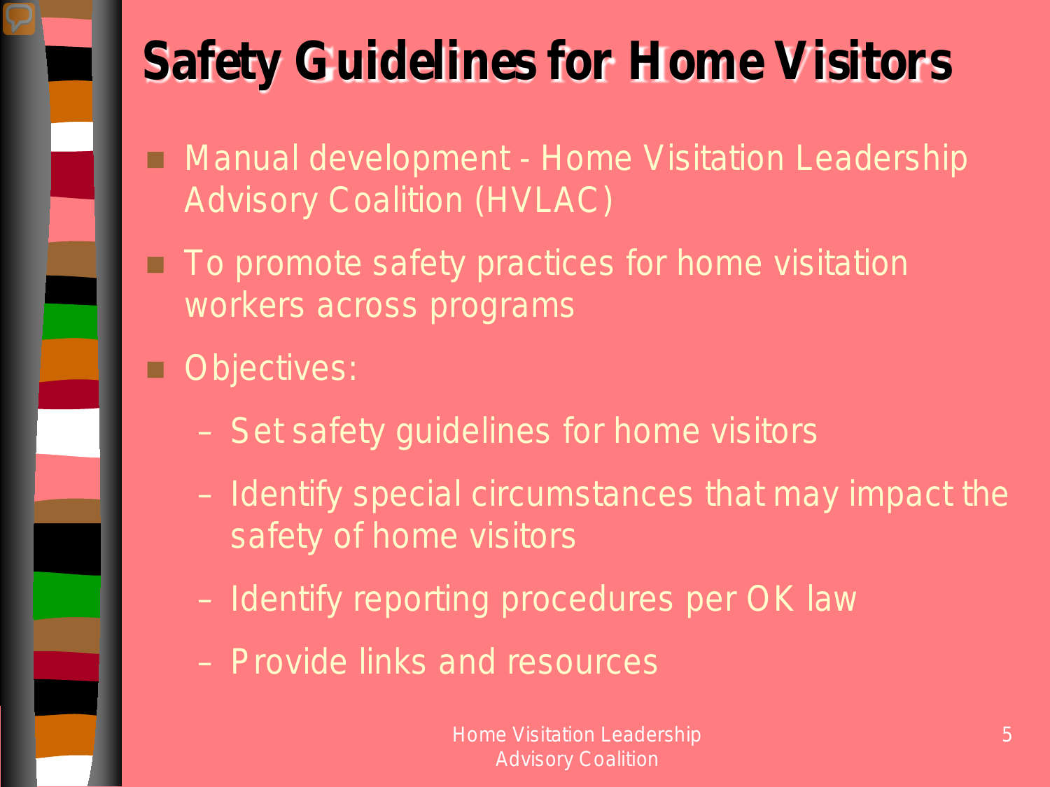# Safety Guidelines for Home Visitors

- Manual development - Home Visitation Leadership Advisory Coalition (HVLAC)
- To promote safety practices for home visitation workers across programs
- Objectives:
  - Set safety guidelines for home visitors
  - Identify special circumstances that may impact the safety of home visitors
  - Identify reporting procedures per OK law
  - Provide links and resources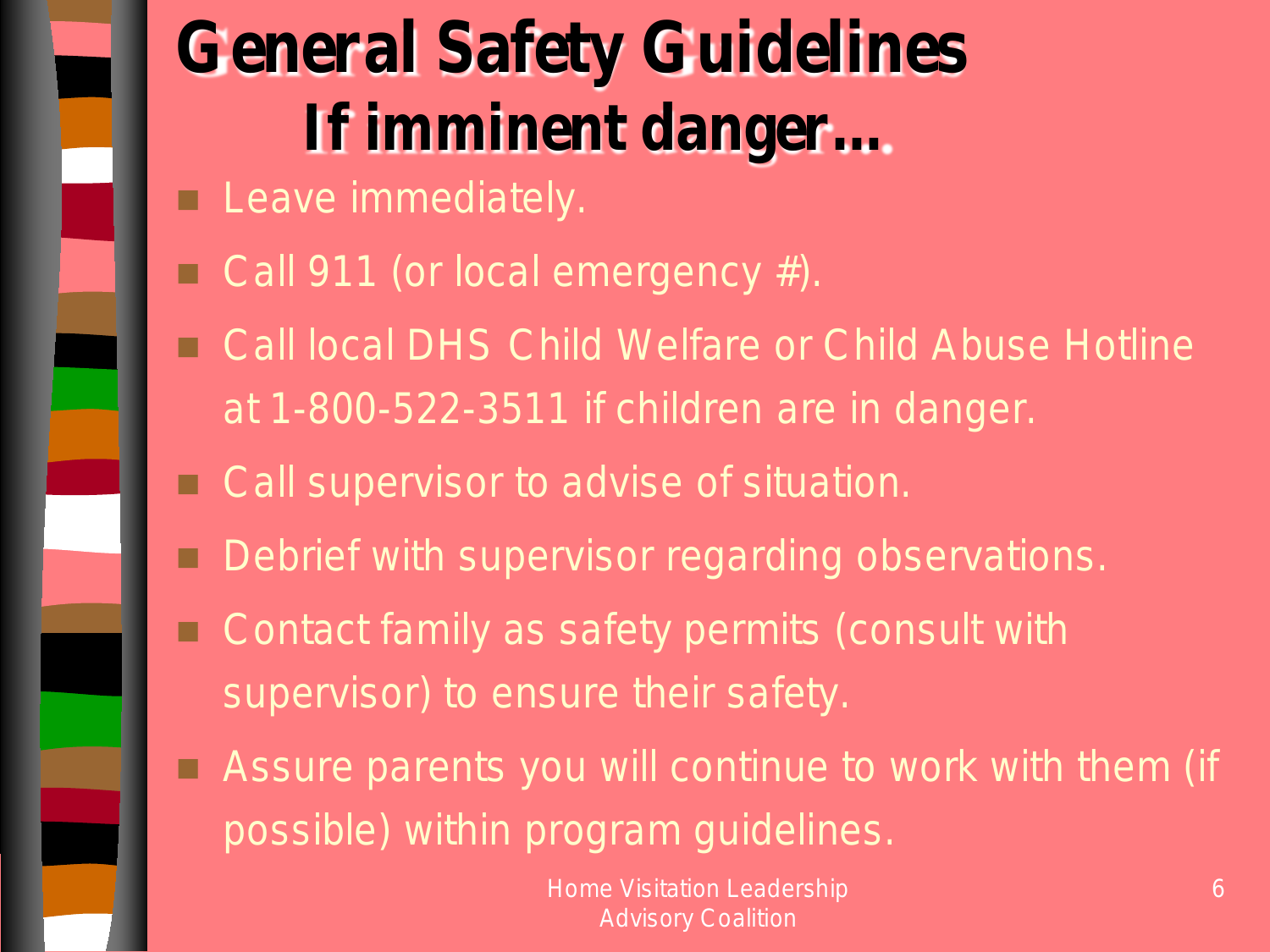# General Safety Guidelines

## If imminent danger…

- Leave immediately.
- Call 911 (or local emergency #).
- Call local DHS Child Welfare or Child Abuse Hotline at 1-800-522-3511 if children are in danger.
- Call supervisor to advise of situation.
- Debrief with supervisor regarding observations.
- Contact family as safety permits (consult with supervisor) to ensure their safety.
- Assure parents you will continue to work with them (if possible) within program guidelines.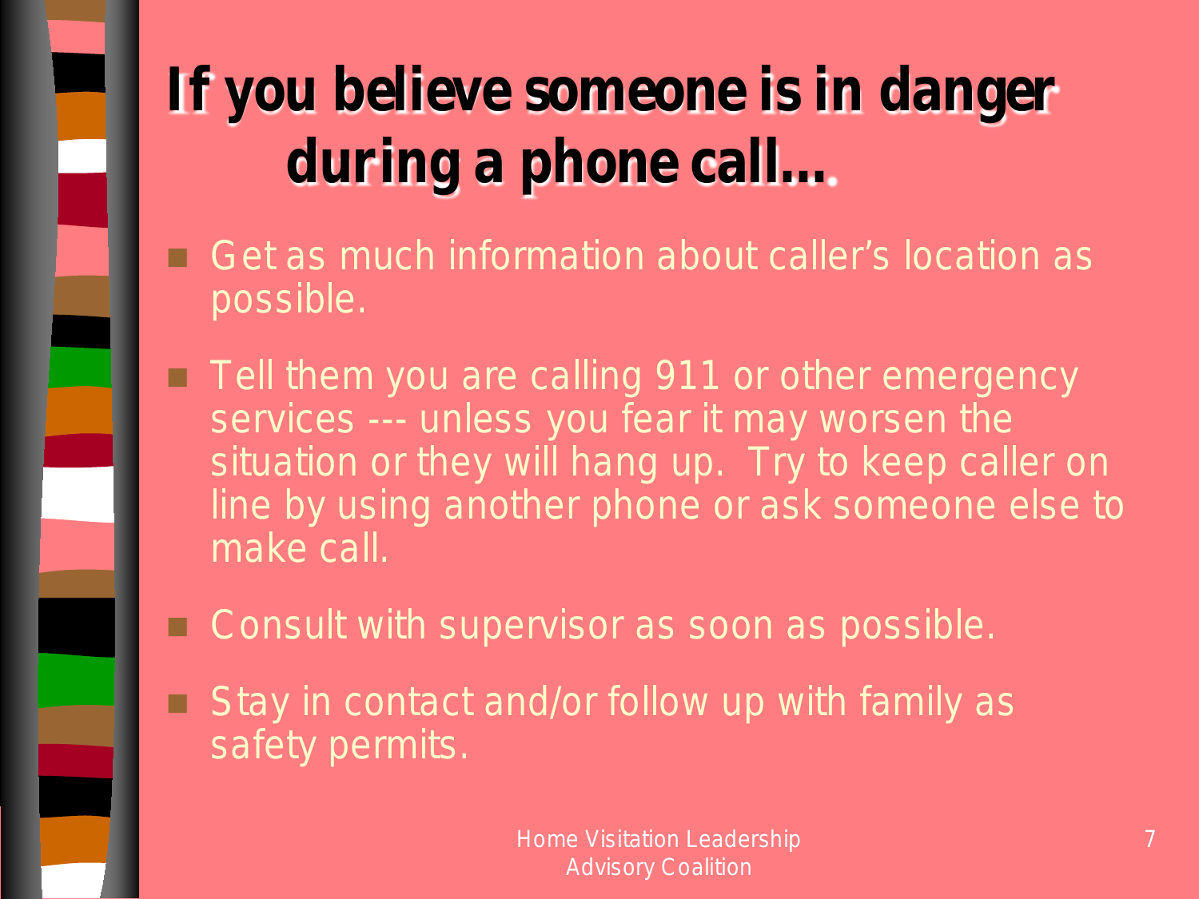# If you believe someone is in danger during a phone call…

- Get as much information about caller's location as possible.
- Tell them you are calling 911 or other emergency services --- unless you fear it may worsen the situation or they will hang up. Try to keep caller on line by using another phone or ask someone else to make call.
- Consult with supervisor as soon as possible.
- Stay in contact and/or follow up with family as safety permits.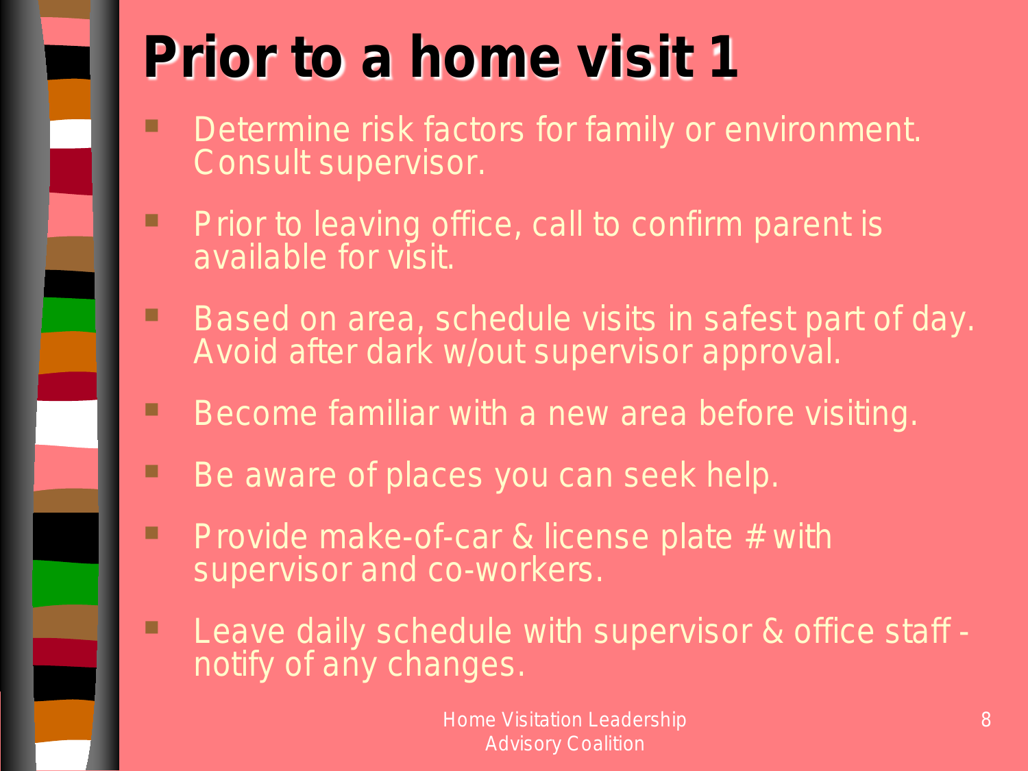# Prior to a home visit 1

- Determine risk factors for family or environment. Consult supervisor.
- Prior to leaving office, call to confirm parent is available for visit.
- Based on area, schedule visits in safest part of day. Avoid after dark w/out supervisor approval.
- Become familiar with a new area before visiting.
- Be aware of places you can seek help.
- Provide make-of-car & license plate # with supervisor and co-workers.
- Leave daily schedule with supervisor & office staff - notify of any changes.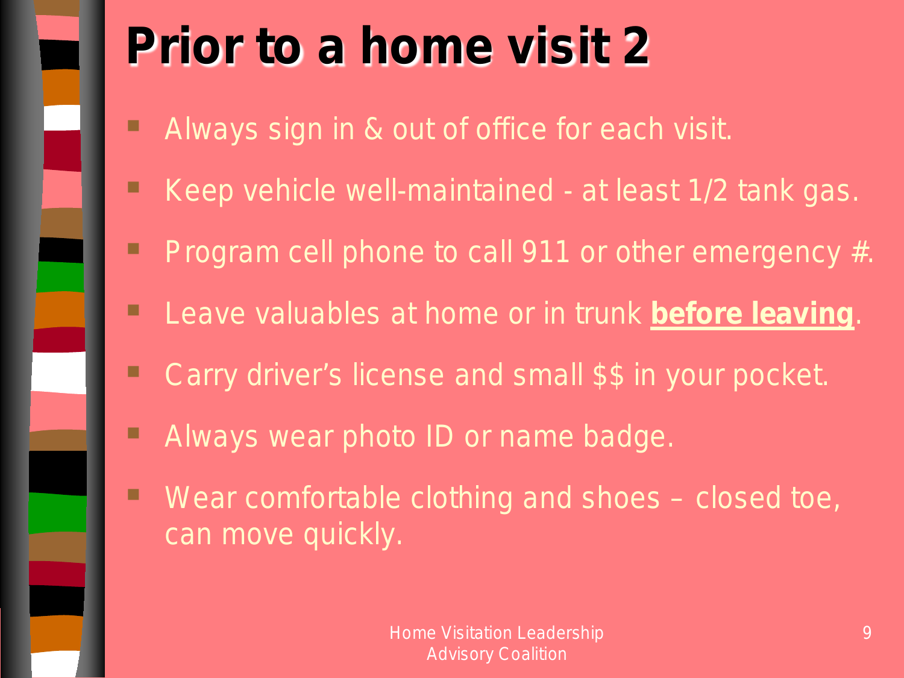# Prior to a home visit 2

- Always sign in & out of office for each visit.
- Keep vehicle well-maintained - at least 1/2 tank gas.
- Program cell phone to call 911 or other emergency #.
- Leave valuables at home or in trunk <u>**before leaving**</u>.
- Carry driver's license and small $$ in your pocket.
- Always wear photo ID or name badge.
- Wear comfortable clothing and shoes – closed toe, can move quickly.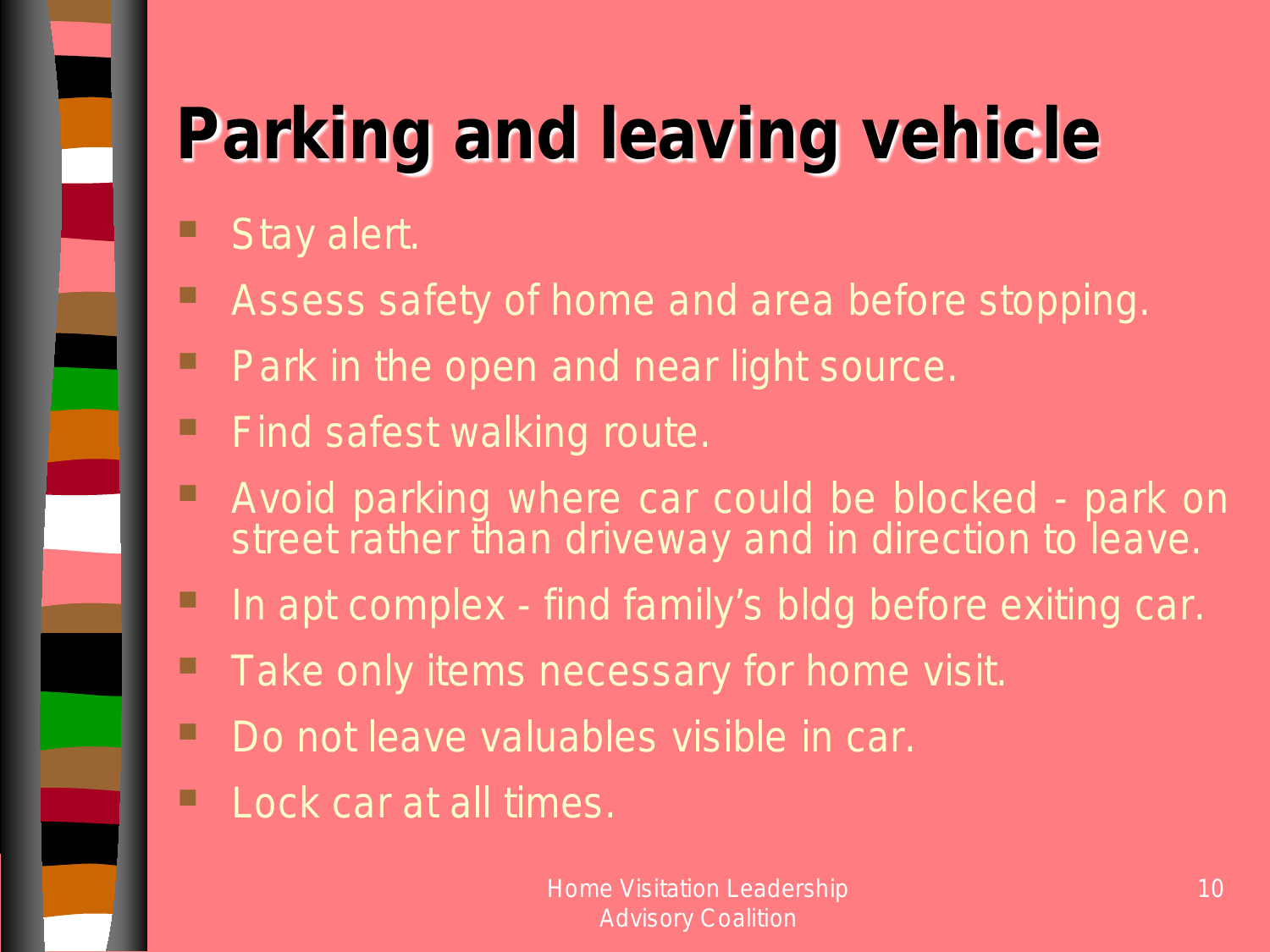# Parking and leaving vehicle

- Stay alert.
- Assess safety of home and area before stopping.
- Park in the open and near light source.
- Find safest walking route.
- Avoid parking where car could be blocked - park on street rather than driveway and in direction to leave.
- In apt complex - find family's bldg before exiting car.
- Take only items necessary for home visit.
- Do not leave valuables visible in car.
- Lock car at all times.

Home Visitation Leadership Advisory Coalition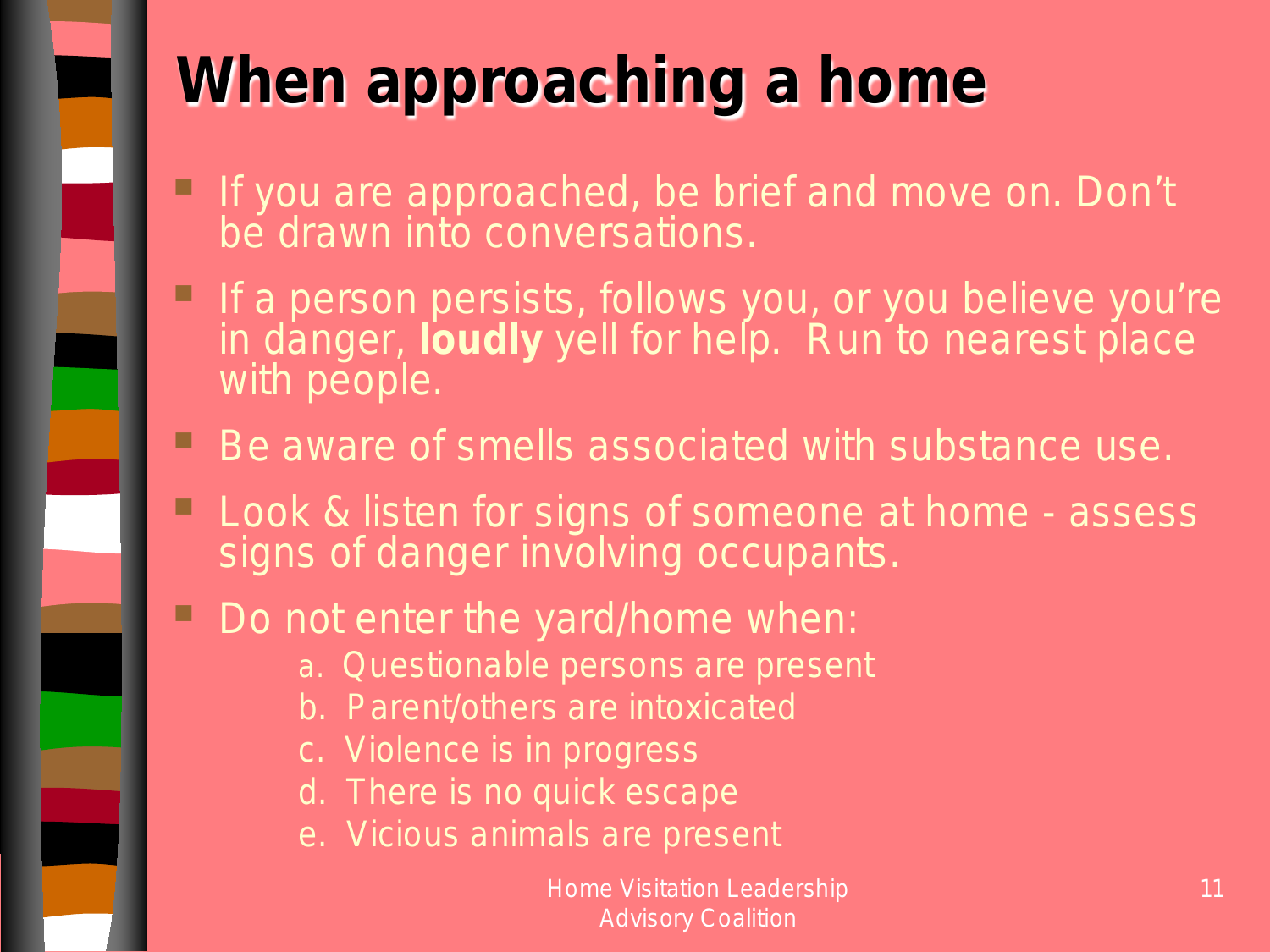# When approaching a home

- If you are approached, be brief and move on. Don't be drawn into conversations.
- If a person persists, follows you, or you believe you're in danger, **loudly** yell for help. Run to nearest place with people.
- Be aware of smells associated with substance use.
- Look & listen for signs of someone at home - assess signs of danger involving occupants.
- Do not enter the yard/home when:
  - a. Questionable persons are present
  - b. Parent/others are intoxicated
  - c. Violence is in progress
  - d. There is no quick escape
  - e. Vicious animals are present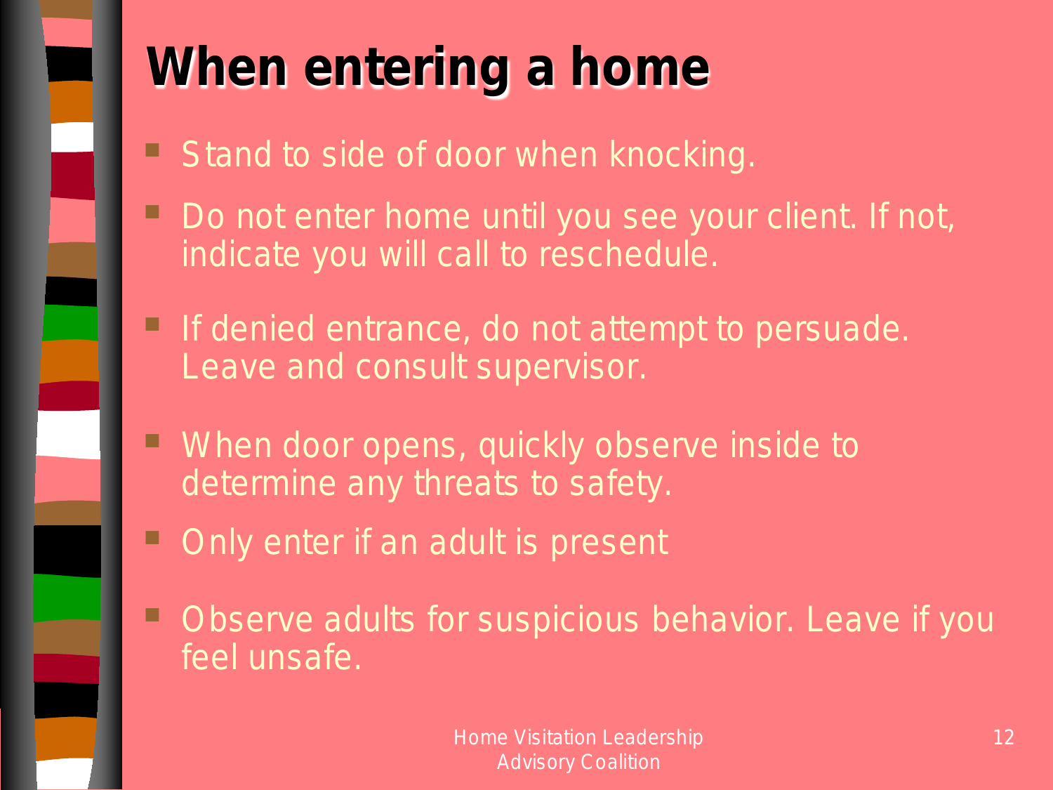# When entering a home

- Stand to side of door when knocking.
- Do not enter home until you see your client. If not, indicate you will call to reschedule.
- If denied entrance, do not attempt to persuade. Leave and consult supervisor.
- When door opens, quickly observe inside to determine any threats to safety.
- Only enter if an adult is present
- Observe adults for suspicious behavior. Leave if you feel unsafe.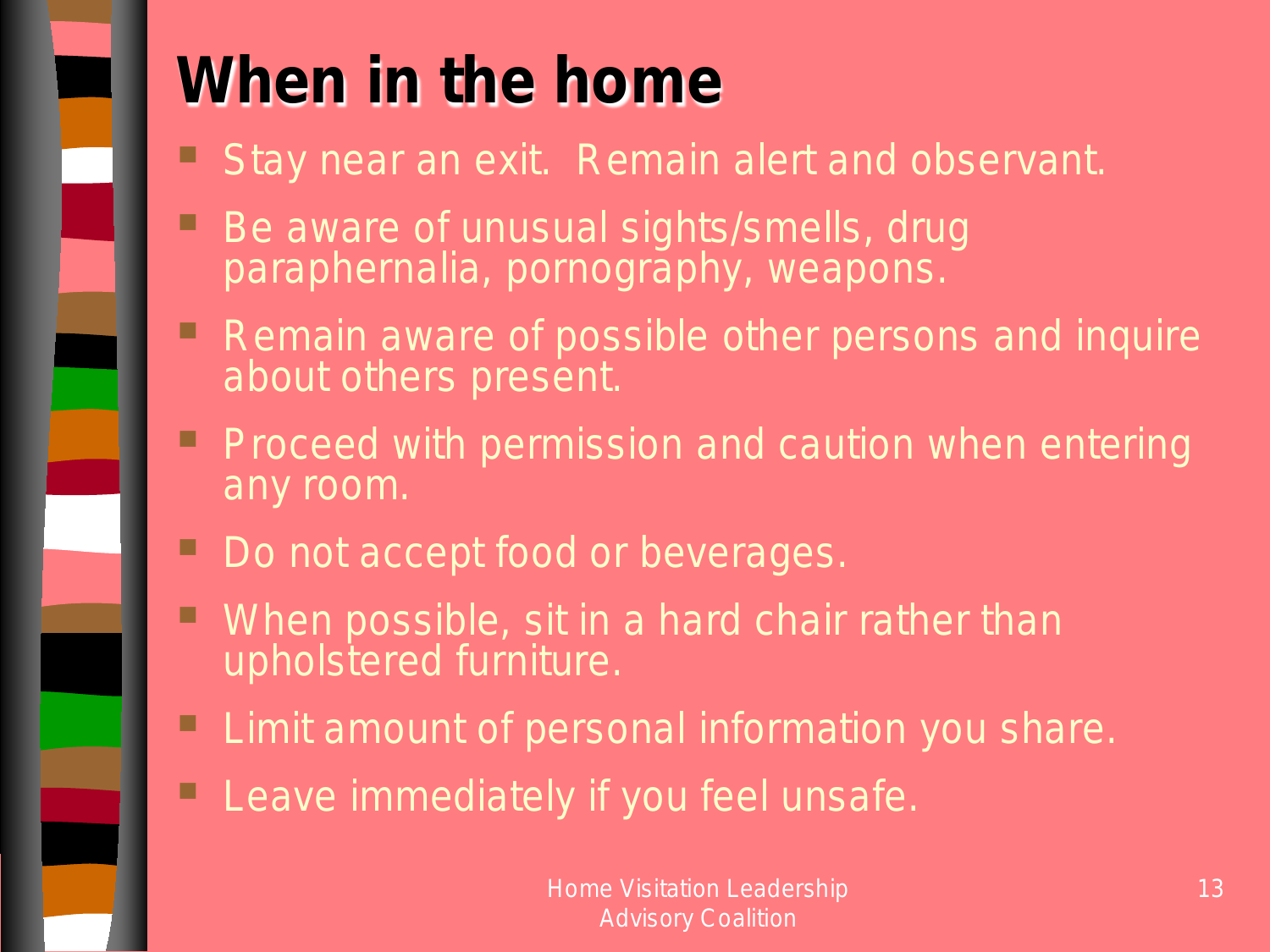# When in the home

- Stay near an exit. Remain alert and observant.
- Be aware of unusual sights/smells, drug paraphernalia, pornography, weapons.
- Remain aware of possible other persons and inquire about others present.
- Proceed with permission and caution when entering any room.
- Do not accept food or beverages.
- When possible, sit in a hard chair rather than upholstered furniture.
- Limit amount of personal information you share.
- Leave immediately if you feel unsafe.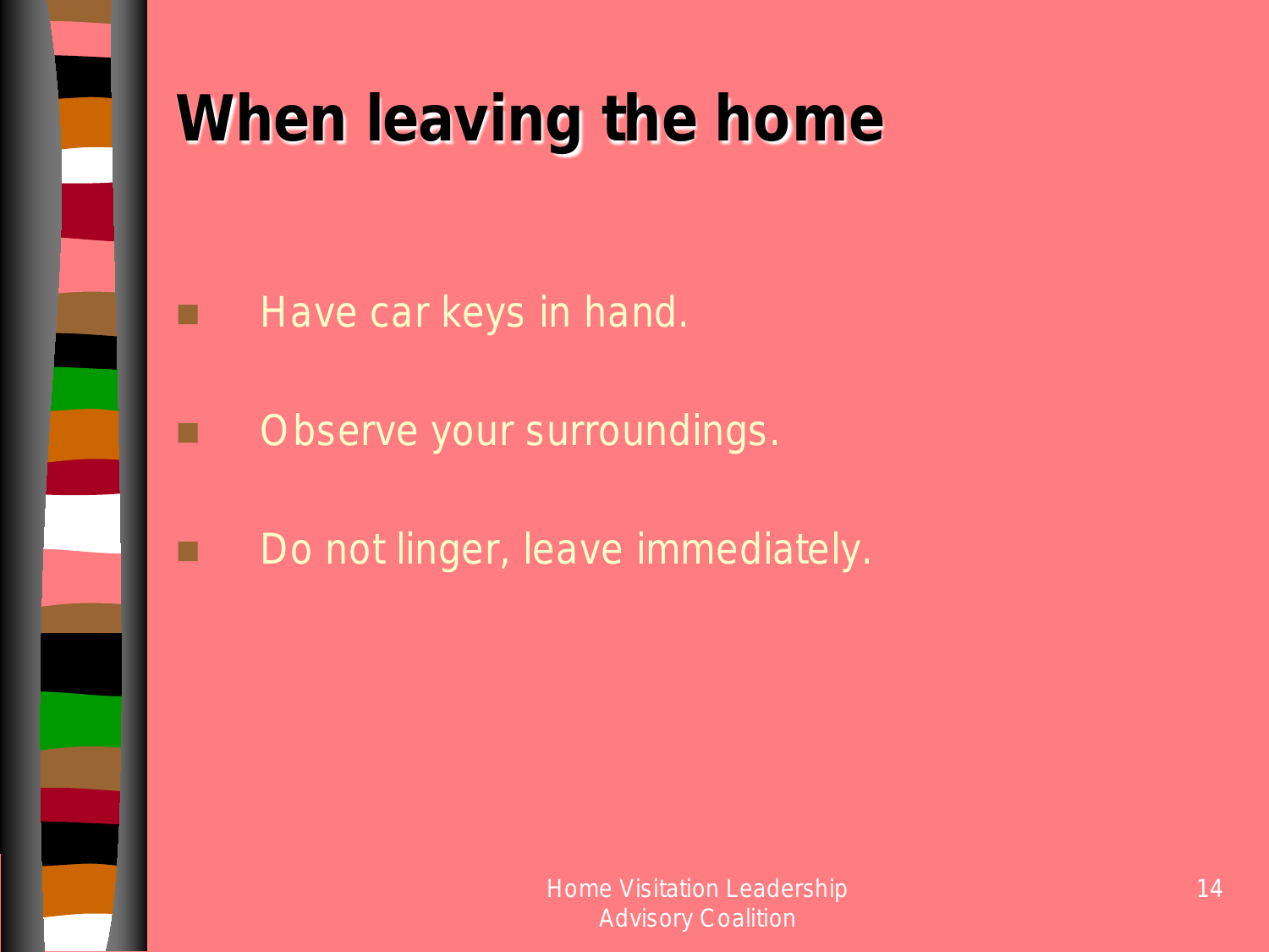# When leaving the home

- Have car keys in hand.
- Observe your surroundings.
- Do not linger, leave immediately.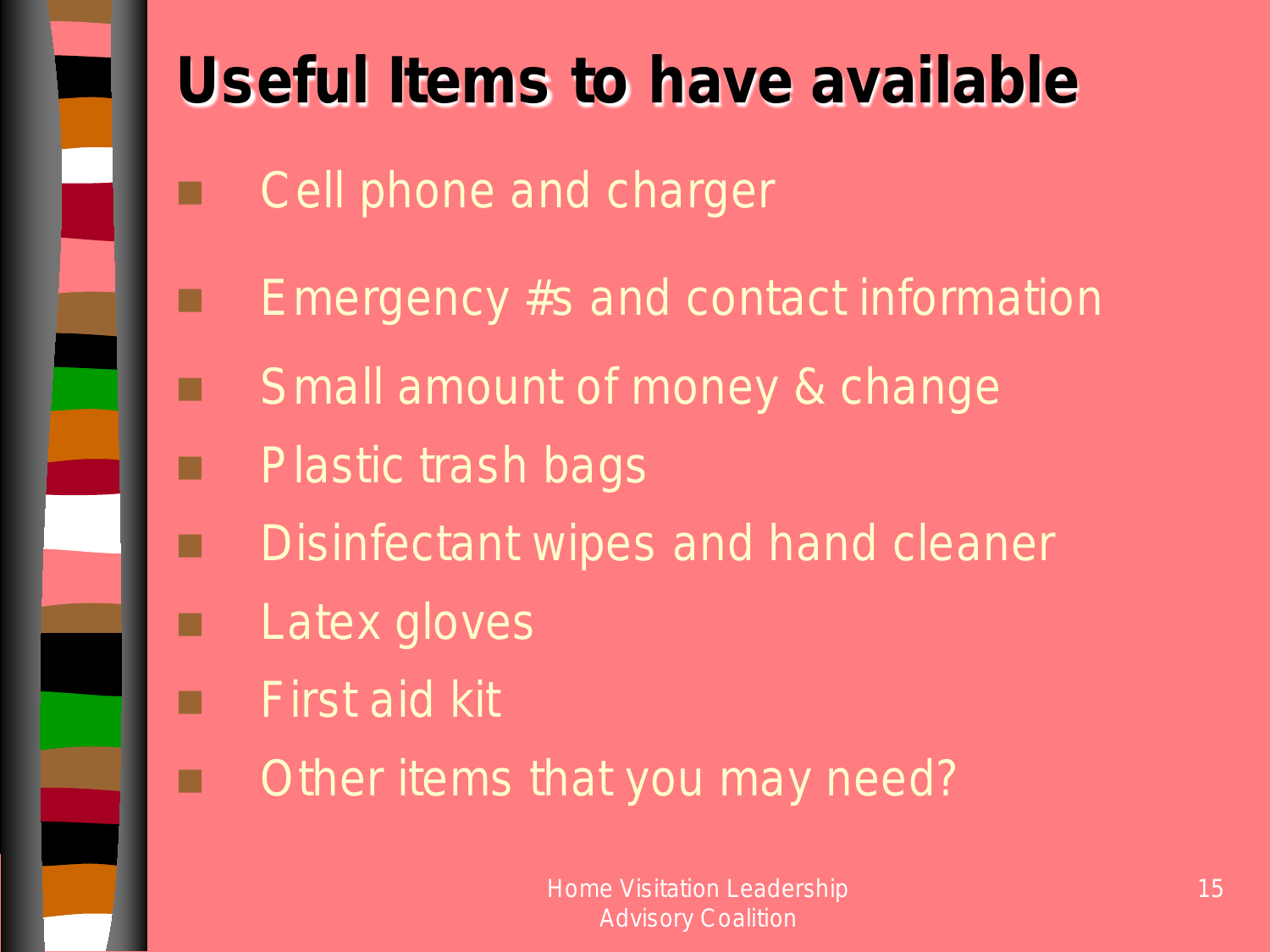# Useful Items to have available

- Cell phone and charger
- Emergency #s and contact information
- Small amount of money & change
- Plastic trash bags
- Disinfectant wipes and hand cleaner
- Latex gloves
- First aid kit
- Other items that you may need?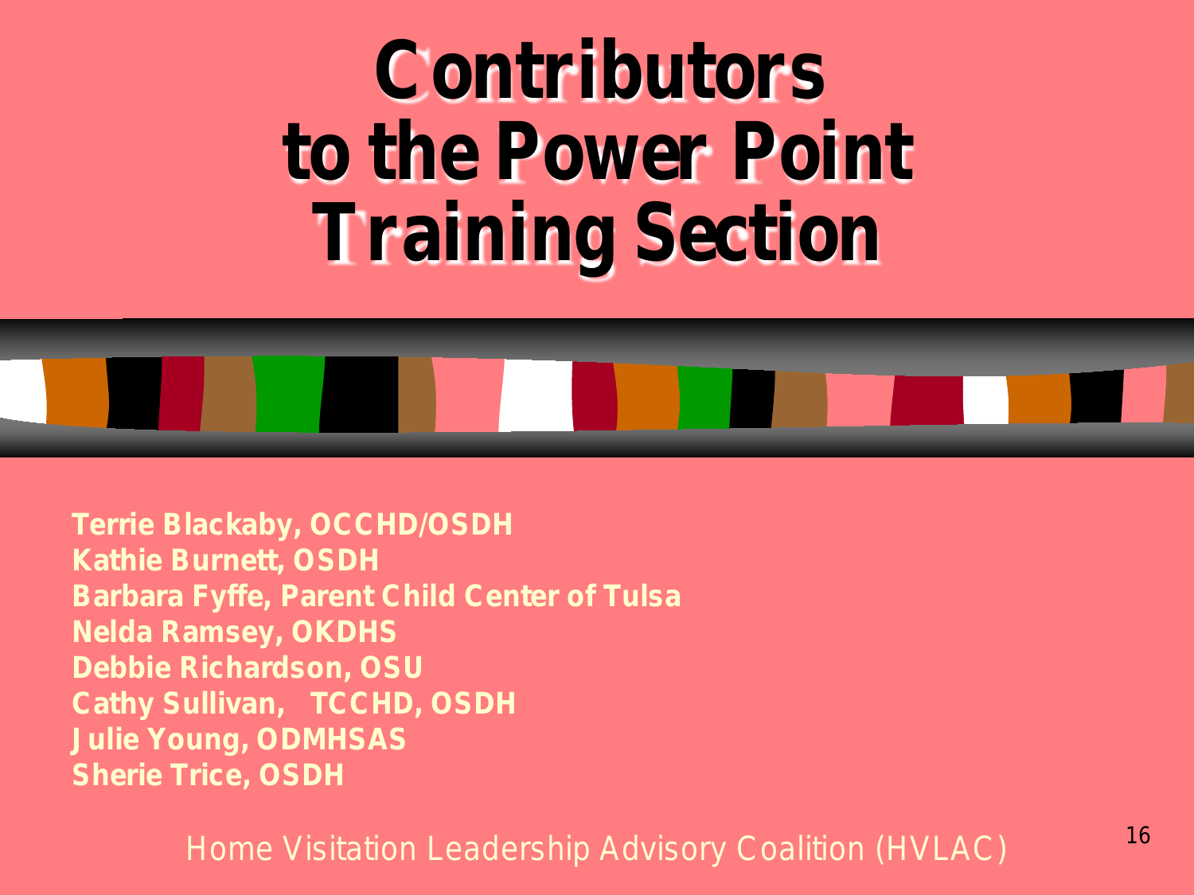# Contributors to the Power Point Training Section

**Terrie Blackaby, OCCHD/OSDH**
**Kathie Burnett, OSDH**
**Barbara Fyffe, Parent Child Center of Tulsa**
**Nelda Ramsey, OKDHS**
**Debbie Richardson, OSU**
**Cathy Sullivan, TCCHD, OSDH**
**Julie Young, ODMHSAS**
**Sherie Trice, OSDH**

Home Visitation Leadership Advisory Coalition (HVLAC)